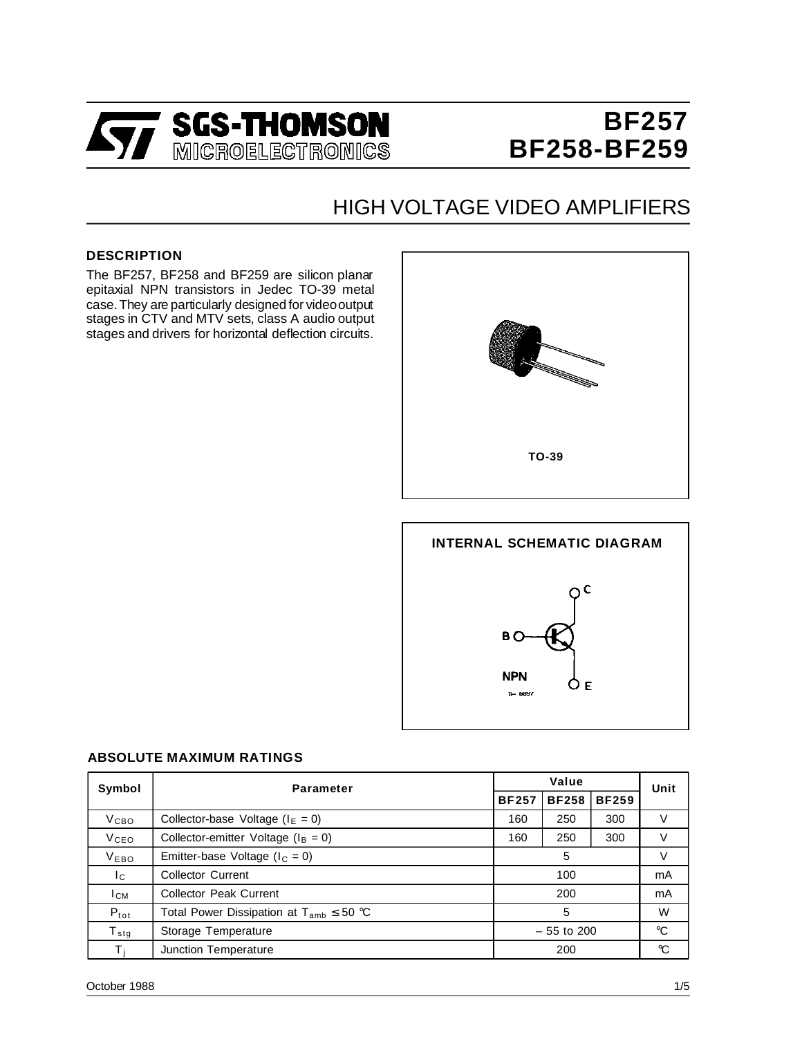# BF257 BF258-BF259

## HIGH VOLTAGE VIDEO AMPLIFIERS

### DESCRIPTION

The BF257, BF258 and BF259 are silicon planar epitaxial NPN transistors in Jedec TO-39 metal case. They are particularly designed for video output stages in CTV and MTV sets, class A audio output stages and drivers for horizontal deflection circuits.

TO-39

### INTERNAL SCHEMATIC DIAGRAM

### ABSOLUTE MAXIMUM RATINGS

| Symbol | Parameter | Value | | | Unit |
|---|---|---|---|---|---|
| | | BF257 | BF258 | BF259 | |
| $V_{CBO}$ | Collector-base Voltage ($I_E = 0$) | 160 | 250 | 300 | V |
| $V_{CEO}$ | Collector-emitter Voltage ($I_B = 0$) | 160 | 250 | 300 | V |
| $V_{EBO}$ | Emitter-base Voltage ($I_C = 0$) | 5 | | | V |
| $I_C$ | Collector Current | 100 | | | mA |
| $I_{CM}$ | Collector Peak Current | 200 | | | mA |
| $P_{tot}$ | Total Power Dissipation at $T_{amb} \leq 50$ °C | 5 | | | W |
| $T_{stg}$ | Storage Temperature | – 55 to 200 | | | °C |
| $T_j$ | Junction Temperature | 200 | | | °C |

October 1988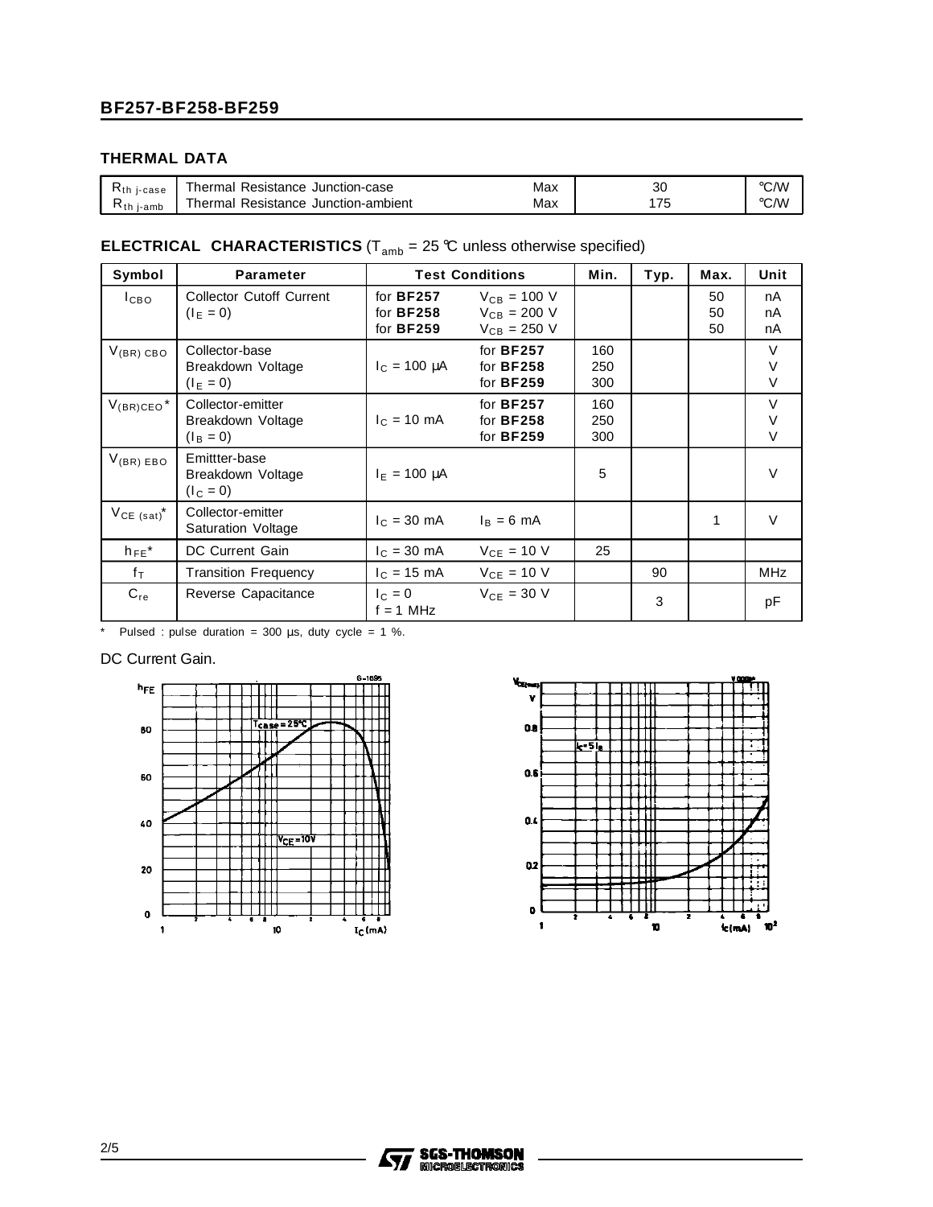## THERMAL DATA

| | | | | |
|---|---|---|---|---|
| $R_{th\ j\text{-}case}$ | Thermal Resistance Junction-case | Max | 30 | °C/W |
| $R_{th\ j\text{-}amb}$ | Thermal Resistance Junction-ambient | Max | 175 | °C/W |

## ELECTRICAL CHARACTERISTICS ($T_{amb}$ = 25 °C unless otherwise specified)

| Symbol | Parameter | Test Conditions | | Min. | Typ. | Max. | Unit |
|---|---|---|---|---|---|---|---|
| $I_{CBO}$ | Collector Cutoff Current ($I_E = 0$) | for **BF257**<br>for **BF258**<br>for **BF259** | $V_{CB}$ = 100 V<br>$V_{CB}$ = 200 V<br>$V_{CB}$ = 250 V | | | 50<br>50<br>50 | nA<br>nA<br>nA |
| $V_{(BR)\ CBO}$ | Collector-base Breakdown Voltage ($I_E = 0$) | $I_C$ = 100 μA | for **BF257**<br>for **BF258**<br>for **BF259** | 160<br>250<br>300 | | | V<br>V<br>V |
| $V_{(BR)CEO}$* | Collector-emitter Breakdown Voltage ($I_B = 0$) | $I_C$ = 10 mA | for **BF257**<br>for **BF258**<br>for **BF259** | 160<br>250<br>300 | | | V<br>V<br>V |
| $V_{(BR)\ EBO}$ | Emittter-base Breakdown Voltage ($I_C = 0$) | $I_E$ = 100 μA | | 5 | | | V |
| $V_{CE\ (sat)}$* | Collector-emitter Saturation Voltage | $I_C$ = 30 mA | $I_B$ = 6 mA | | | 1 | V |
| $h_{FE}$* | DC Current Gain | $I_C$ = 30 mA | $V_{CE}$ = 10 V | 25 | | | |
| $f_T$ | Transition Frequency | $I_C$ = 15 mA | $V_{CE}$ = 10 V | | 90 | | MHz |
| $C_{re}$ | Reverse Capacitance | $I_C$ = 0<br>f = 1 MHz | $V_{CE}$ = 30 V | | 3 | | pF |

\* Pulsed : pulse duration = 300 μs, duty cycle = 1 %.

DC Current Gain.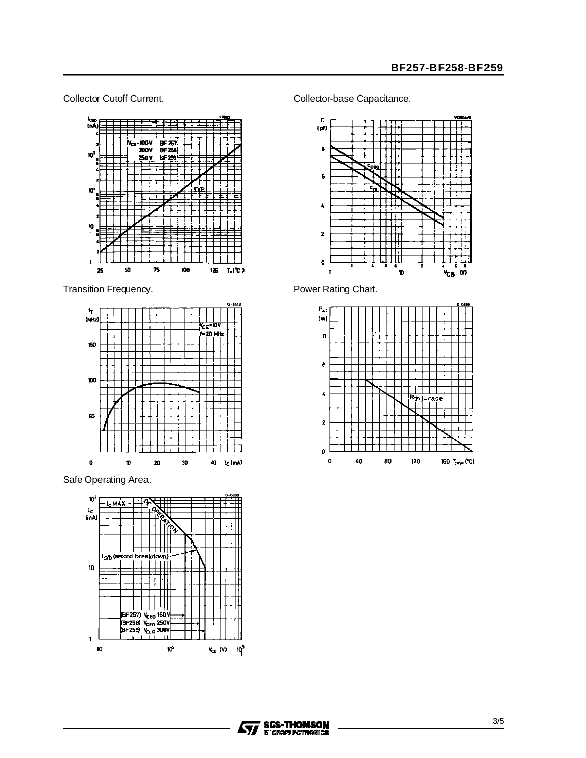Collector Cutoff Current.

Collector-base Capacitance.

Transition Frequency.

Power Rating Chart.

Safe Operating Area.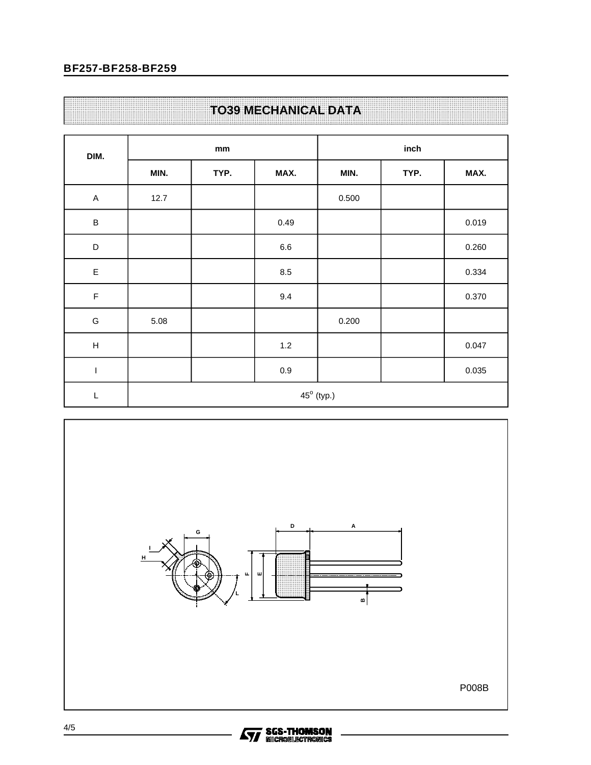## TO39 MECHANICAL DATA

| DIM. | mm | | | inch | | |
|---|---|---|---|---|---|---|
| | MIN. | TYP. | MAX. | MIN. | TYP. | MAX. |
| A | 12.7 | | | 0.500 | | |
| B | | | 0.49 | | | 0.019 |
| D | | | 6.6 | | | 0.260 |
| E | | | 8.5 | | | 0.334 |
| F | | | 9.4 | | | 0.370 |
| G | 5.08 | | | 0.200 | | |
| H | | | 1.2 | | | 0.047 |
| I | | | 0.9 | | | 0.035 |
| L | $45^{o}$ (typ.) | | | | | |

P008B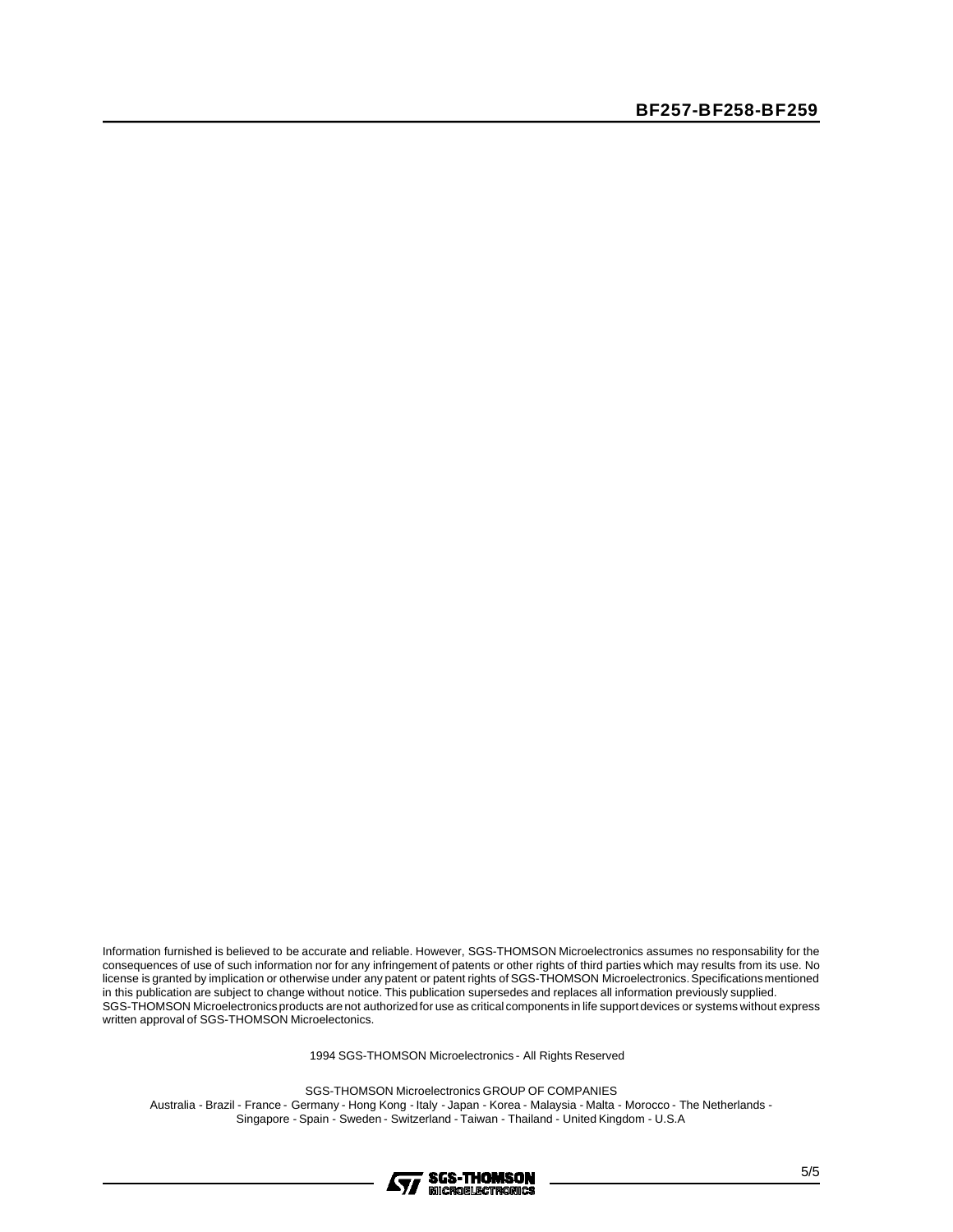Information furnished is believed to be accurate and reliable. However, SGS-THOMSON Microelectronics assumes no responsability for the consequences of use of such information nor for any infringement of patents or other rights of third parties which may results from its use. No license is granted by implication or otherwise under any patent or patent rights of SGS-THOMSON Microelectronics. Specifications mentioned in this publication are subject to change without notice. This publication supersedes and replaces all information previously supplied. SGS-THOMSON Microelectronics products are not authorized for use as critical components in life support devices or systems without express written approval of SGS-THOMSON Microelectonics.

1994 SGS-THOMSON Microelectronics - All Rights Reserved

SGS-THOMSON Microelectronics GROUP OF COMPANIES

Australia - Brazil - France - Germany - Hong Kong - Italy - Japan - Korea - Malaysia - Malta - Morocco - The Netherlands - Singapore - Spain - Sweden - Switzerland - Taiwan - Thailand - United Kingdom - U.S.A